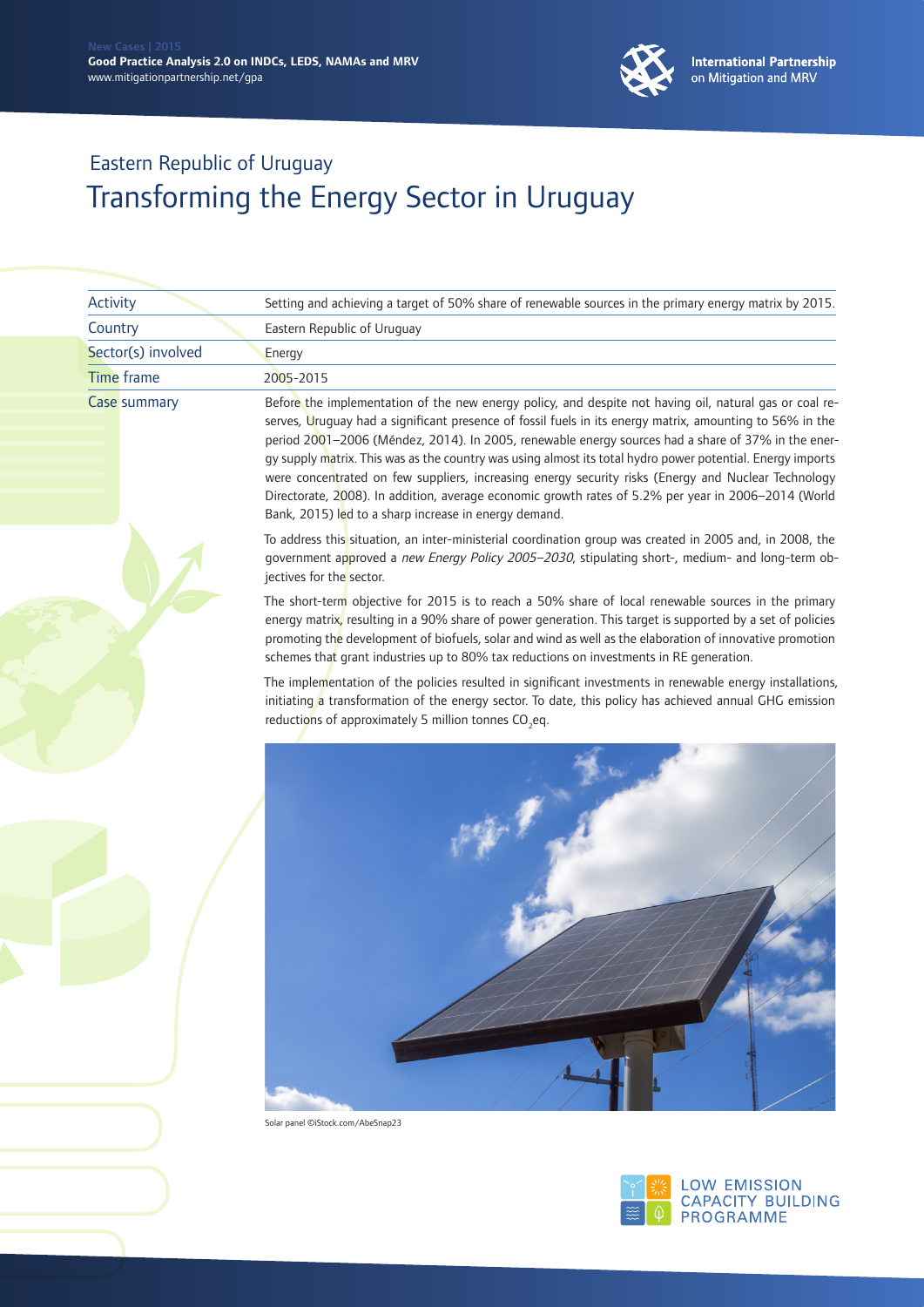Eastern Republic of Uruguay

# Transforming the Energy Sector in Uruguay

| Activity | Setting and achieving a target of 50% share of renewable sources in the primary energy matrix by 2015. |
| --- | --- |
| Country | Eastern Republic of Uruguay |
| Sector(s) involved | Energy |
| Time frame | 2005-2015 |

**Case summary**

Before the implementation of the new energy policy, and despite not having oil, natural gas or coal reserves, Uruguay had a significant presence of fossil fuels in its energy matrix, amounting to 56% in the period 2001–2006 (Méndez, 2014). In 2005, renewable energy sources had a share of 37% in the energy supply matrix. This was as the country was using almost its total hydro power potential. Energy imports were concentrated on few suppliers, increasing energy security risks (Energy and Nuclear Technology Directorate, 2008). In addition, average economic growth rates of 5.2% per year in 2006–2014 (World Bank, 2015) led to a sharp increase in energy demand.

To address this situation, an inter-ministerial coordination group was created in 2005 and, in 2008, the government approved a *new Energy Policy 2005–2030*, stipulating short-, medium- and long-term objectives for the sector.

The short-term objective for 2015 is to reach a 50% share of local renewable sources in the primary energy matrix, resulting in a 90% share of power generation. This target is supported by a set of policies promoting the development of biofuels, solar and wind as well as the elaboration of innovative promotion schemes that grant industries up to 80% tax reductions on investments in RE generation.

The implementation of the policies resulted in significant investments in renewable energy installations, initiating a transformation of the energy sector. To date, this policy has achieved annual GHG emission reductions of approximately 5 million tonnes $CO_2$eq.

Solar panel ©iStock.com/AbeSnap23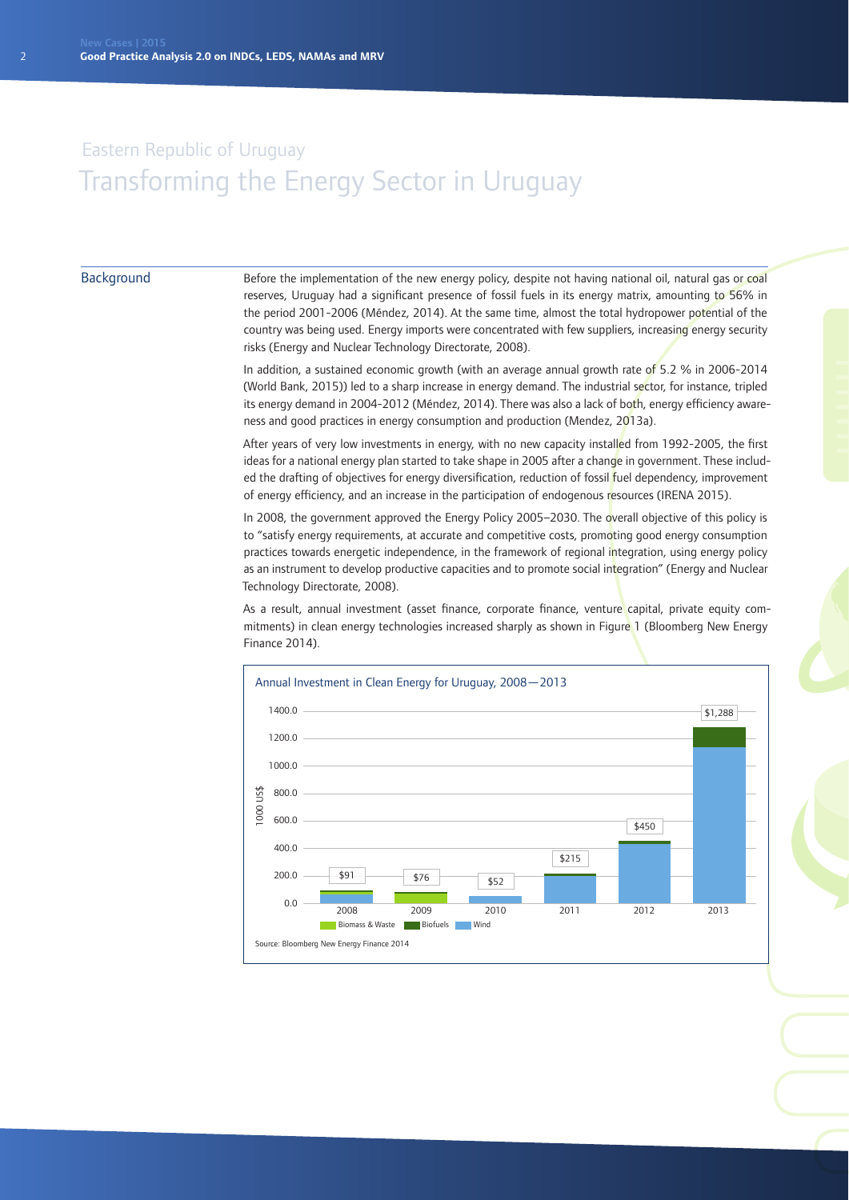Eastern Republic of Uruguay

# Transforming the Energy Sector in Uruguay

## Background

Before the implementation of the new energy policy, despite not having national oil, natural gas or coal reserves, Uruguay had a significant presence of fossil fuels in its energy matrix, amounting to 56% in the period 2001-2006 (Méndez, 2014). At the same time, almost the total hydropower potential of the country was being used. Energy imports were concentrated with few suppliers, increasing energy security risks (Energy and Nuclear Technology Directorate, 2008).

In addition, a sustained economic growth (with an average annual growth rate of 5.2 % in 2006-2014 (World Bank, 2015)) led to a sharp increase in energy demand. The industrial sector, for instance, tripled its energy demand in 2004-2012 (Méndez, 2014). There was also a lack of both, energy efficiency awareness and good practices in energy consumption and production (Mendez, 2013a).

After years of very low investments in energy, with no new capacity installed from 1992-2005, the first ideas for a national energy plan started to take shape in 2005 after a change in government. These included the drafting of objectives for energy diversification, reduction of fossil fuel dependency, improvement of energy efficiency, and an increase in the participation of endogenous resources (IRENA 2015).

In 2008, the government approved the Energy Policy 2005–2030. The overall objective of this policy is to "satisfy energy requirements, at accurate and competitive costs, promoting good energy consumption practices towards energetic independence, in the framework of regional integration, using energy policy as an instrument to develop productive capacities and to promote social integration" (Energy and Nuclear Technology Directorate, 2008).

As a result, annual investment (asset finance, corporate finance, venture capital, private equity commitments) in clean energy technologies increased sharply as shown in Figure 1 (Bloomberg New Energy Finance 2014).

Annual Investment in Clean Energy for Uruguay, 2008—2013

| Year | Total (1000 US$) |
|---|---|
| 2008 | $91 |
| 2009 | $76 |
| 2010 | $52 |
| 2011 | $215 |
| 2012 | $450 |
| 2013 | $1,288 |

Legend: Biomass & Waste, Biofuels, Wind

Source: Bloomberg New Energy Finance 2014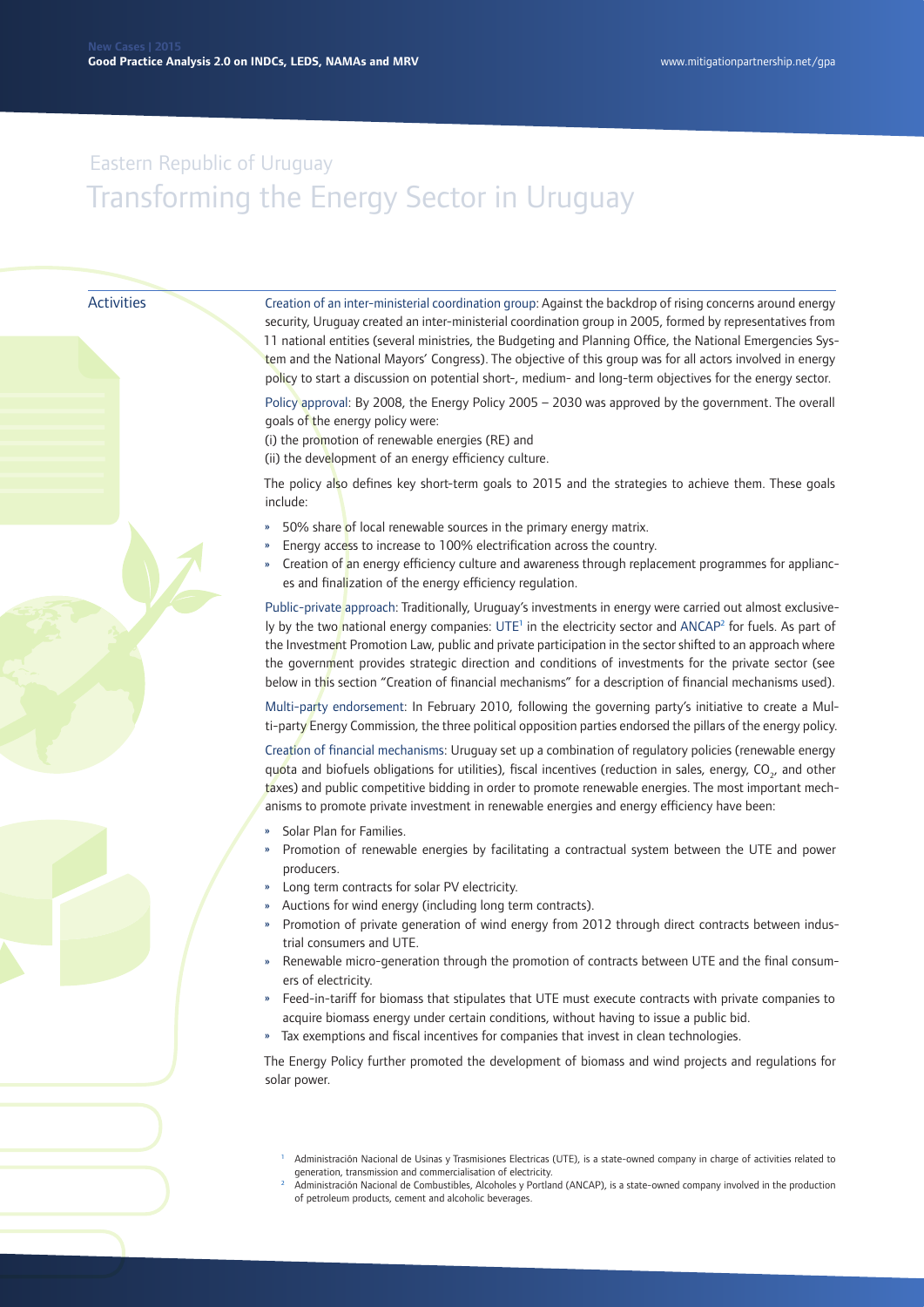Eastern Republic of Uruguay

# Transforming the Energy Sector in Uruguay

## Activities

Creation of an inter-ministerial coordination group: Against the backdrop of rising concerns around energy security, Uruguay created an inter-ministerial coordination group in 2005, formed by representatives from 11 national entities (several ministries, the Budgeting and Planning Office, the National Emergencies System and the National Mayors' Congress). The objective of this group was for all actors involved in energy policy to start a discussion on potential short-, medium- and long-term objectives for the energy sector.

Policy approval: By 2008, the Energy Policy 2005 – 2030 was approved by the government. The overall goals of the energy policy were:
(i) the promotion of renewable energies (RE) and
(ii) the development of an energy efficiency culture.

The policy also defines key short-term goals to 2015 and the strategies to achieve them. These goals include:

- 50% share of local renewable sources in the primary energy matrix.
- Energy access to increase to 100% electrification across the country.
- Creation of an energy efficiency culture and awareness through replacement programmes for appliances and finalization of the energy efficiency regulation.

Public-private approach: Traditionally, Uruguay's investments in energy were carried out almost exclusively by the two national energy companies: UTE[1] in the electricity sector and ANCAP[2] for fuels. As part of the Investment Promotion Law, public and private participation in the sector shifted to an approach where the government provides strategic direction and conditions of investments for the private sector (see below in this section "Creation of financial mechanisms" for a description of financial mechanisms used).

Multi-party endorsement: In February 2010, following the governing party's initiative to create a Multi-party Energy Commission, the three political opposition parties endorsed the pillars of the energy policy.

Creation of financial mechanisms: Uruguay set up a combination of regulatory policies (renewable energy quota and biofuels obligations for utilities), fiscal incentives (reduction in sales, energy, $CO_2$, and other taxes) and public competitive bidding in order to promote renewable energies. The most important mechanisms to promote private investment in renewable energies and energy efficiency have been:

- Solar Plan for Families.
- Promotion of renewable energies by facilitating a contractual system between the UTE and power producers.
- Long term contracts for solar PV electricity.
- Auctions for wind energy (including long term contracts).
- Promotion of private generation of wind energy from 2012 through direct contracts between industrial consumers and UTE.
- Renewable micro-generation through the promotion of contracts between UTE and the final consumers of electricity.
- Feed-in-tariff for biomass that stipulates that UTE must execute contracts with private companies to acquire biomass energy under certain conditions, without having to issue a public bid.
- Tax exemptions and fiscal incentives for companies that invest in clean technologies.

The Energy Policy further promoted the development of biomass and wind projects and regulations for solar power.

[1] Administración Nacional de Usinas y Trasmisiones Electricas (UTE), is a state-owned company in charge of activities related to generation, transmission and commercialisation of electricity.

[2] Administración Nacional de Combustibles, Alcoholes y Portland (ANCAP), is a state-owned company involved in the production of petroleum products, cement and alcoholic beverages.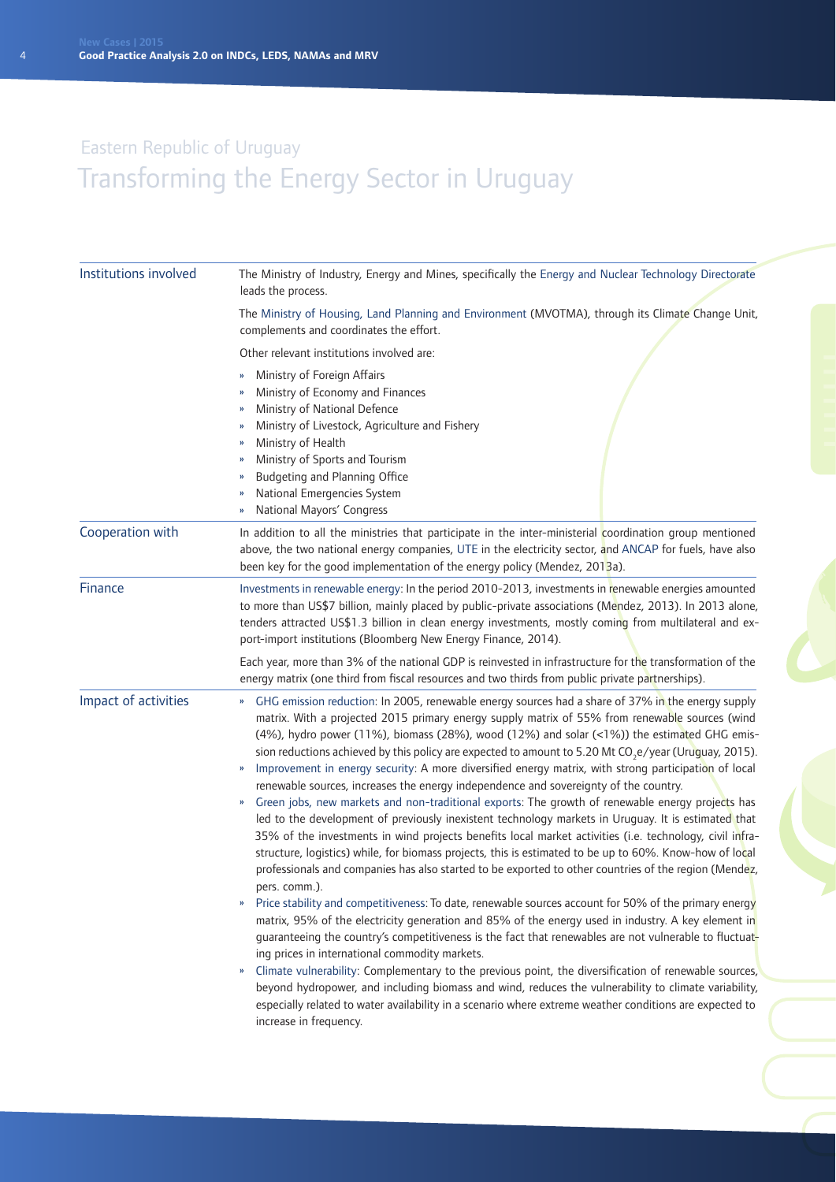Eastern Republic of Uruguay

# Transforming the Energy Sector in Uruguay

| | |
|---|---|
| Institutions involved | The Ministry of Industry, Energy and Mines, specifically the Energy and Nuclear Technology Directorate leads the process.<br><br>The Ministry of Housing, Land Planning and Environment (MVOTMA), through its Climate Change Unit, complements and coordinates the effort.<br><br>Other relevant institutions involved are:<br>» Ministry of Foreign Affairs<br>» Ministry of Economy and Finances<br>» Ministry of National Defence<br>» Ministry of Livestock, Agriculture and Fishery<br>» Ministry of Health<br>» Ministry of Sports and Tourism<br>» Budgeting and Planning Office<br>» National Emergencies System<br>» National Mayors' Congress |
| Cooperation with | In addition to all the ministries that participate in the inter-ministerial coordination group mentioned above, the two national energy companies, UTE in the electricity sector, and ANCAP for fuels, have also been key for the good implementation of the energy policy (Mendez, 2013a). |
| Finance | Investments in renewable energy: In the period 2010-2013, investments in renewable energies amounted to more than US$7 billion, mainly placed by public-private associations (Mendez, 2013). In 2013 alone, tenders attracted US$1.3 billion in clean energy investments, mostly coming from multilateral and export-import institutions (Bloomberg New Energy Finance, 2014).<br><br>Each year, more than 3% of the national GDP is reinvested in infrastructure for the transformation of the energy matrix (one third from fiscal resources and two thirds from public private partnerships). |
| Impact of activities | » GHG emission reduction: In 2005, renewable energy sources had a share of 37% in the energy supply matrix. With a projected 2015 primary energy supply matrix of 55% from renewable sources (wind (4%), hydro power (11%), biomass (28%), wood (12%) and solar (<1%)) the estimated GHG emission reductions achieved by this policy are expected to amount to 5.20 Mt $CO_2$e/year (Uruguay, 2015).<br>» Improvement in energy security: A more diversified energy matrix, with strong participation of local renewable sources, increases the energy independence and sovereignty of the country.<br>» Green jobs, new markets and non-traditional exports: The growth of renewable energy projects has led to the development of previously inexistent technology markets in Uruguay. It is estimated that 35% of the investments in wind projects benefits local market activities (i.e. technology, civil infrastructure, logistics) while, for biomass projects, this is estimated to be up to 60%. Know-how of local professionals and companies has also started to be exported to other countries of the region (Mendez, pers. comm.).<br>» Price stability and competitiveness: To date, renewable sources account for 50% of the primary energy matrix, 95% of the electricity generation and 85% of the energy used in industry. A key element in guaranteeing the country's competitiveness is the fact that renewables are not vulnerable to fluctuating prices in international commodity markets.<br>» Climate vulnerability: Complementary to the previous point, the diversification of renewable sources, beyond hydropower, and including biomass and wind, reduces the vulnerability to climate variability, especially related to water availability in a scenario where extreme weather conditions are expected to increase in frequency. |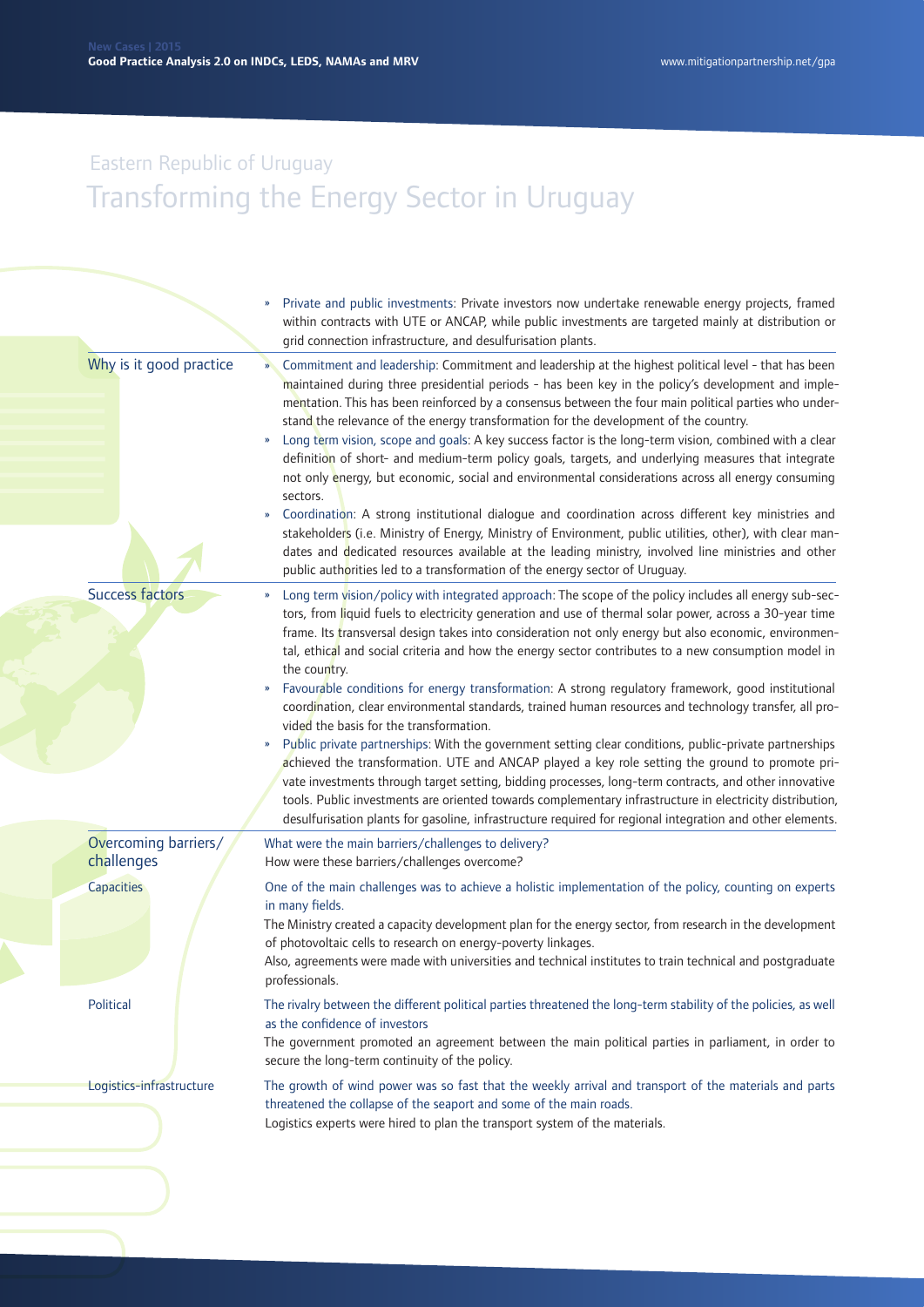# Eastern Republic of Uruguay

## Transforming the Energy Sector in Uruguay

- Private and public investments: Private investors now undertake renewable energy projects, framed within contracts with UTE or ANCAP, while public investments are targeted mainly at distribution or grid connection infrastructure, and desulfurisation plants.

### Why is it good practice

- Commitment and leadership: Commitment and leadership at the highest political level - that has been maintained during three presidential periods - has been key in the policy's development and implementation. This has been reinforced by a consensus between the four main political parties who understand the relevance of the energy transformation for the development of the country.
- Long term vision, scope and goals: A key success factor is the long-term vision, combined with a clear definition of short- and medium-term policy goals, targets, and underlying measures that integrate not only energy, but economic, social and environmental considerations across all energy consuming sectors.
- Coordination: A strong institutional dialogue and coordination across different key ministries and stakeholders (i.e. Ministry of Energy, Ministry of Environment, public utilities, other), with clear mandates and dedicated resources available at the leading ministry, involved line ministries and other public authorities led to a transformation of the energy sector of Uruguay.

### Success factors

- Long term vision/policy with integrated approach: The scope of the policy includes all energy sub-sectors, from liquid fuels to electricity generation and use of thermal solar power, across a 30-year time frame. Its transversal design takes into consideration not only energy but also economic, environmental, ethical and social criteria and how the energy sector contributes to a new consumption model in the country.
- Favourable conditions for energy transformation: A strong regulatory framework, good institutional coordination, clear environmental standards, trained human resources and technology transfer, all provided the basis for the transformation.
- Public private partnerships: With the government setting clear conditions, public-private partnerships achieved the transformation. UTE and ANCAP played a key role setting the ground to promote private investments through target setting, bidding processes, long-term contracts, and other innovative tools. Public investments are oriented towards complementary infrastructure in electricity distribution, desulfurisation plants for gasoline, infrastructure required for regional integration and other elements.

### Overcoming barriers/ challenges

What were the main barriers/challenges to delivery?
How were these barriers/challenges overcome?

#### Capacities

One of the main challenges was to achieve a holistic implementation of the policy, counting on experts in many fields.

The Ministry created a capacity development plan for the energy sector, from research in the development of photovoltaic cells to research on energy-poverty linkages.

Also, agreements were made with universities and technical institutes to train technical and postgraduate professionals.

#### Political

The rivalry between the different political parties threatened the long-term stability of the policies, as well as the confidence of investors

The government promoted an agreement between the main political parties in parliament, in order to secure the long-term continuity of the policy.

#### Logistics-infrastructure

The growth of wind power was so fast that the weekly arrival and transport of the materials and parts threatened the collapse of the seaport and some of the main roads.

Logistics experts were hired to plan the transport system of the materials.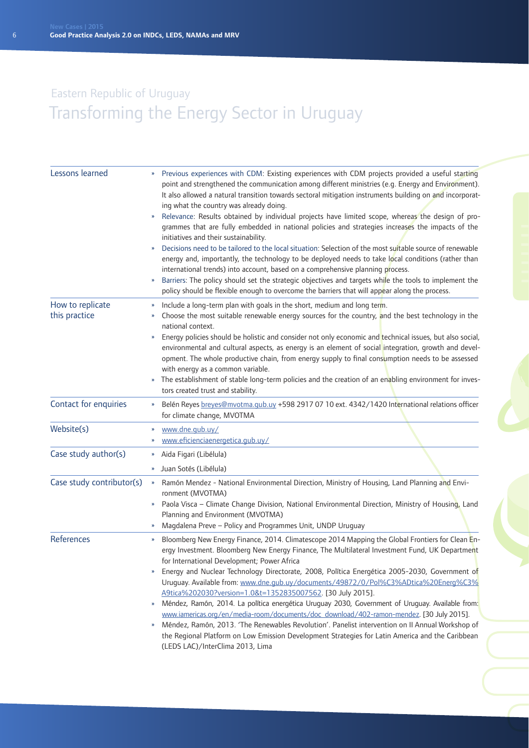Eastern Republic of Uruguay

# Transforming the Energy Sector in Uruguay

| | |
|---|---|
| Lessons learned | » Previous experiences with CDM: Existing experiences with CDM projects provided a useful starting point and strengthened the communication among different ministries (e.g. Energy and Environment). It also allowed a natural transition towards sectoral mitigation instruments building on and incorporating what the country was already doing.<br>» Relevance: Results obtained by individual projects have limited scope, whereas the design of programmes that are fully embedded in national policies and strategies increases the impacts of the initiatives and their sustainability.<br>» Decisions need to be tailored to the local situation: Selection of the most suitable source of renewable energy and, importantly, the technology to be deployed needs to take local conditions (rather than international trends) into account, based on a comprehensive planning process.<br>» Barriers: The policy should set the strategic objectives and targets while the tools to implement the policy should be flexible enough to overcome the barriers that will appear along the process. |
| How to replicate this practice | » Include a long-term plan with goals in the short, medium and long term.<br>» Choose the most suitable renewable energy sources for the country, and the best technology in the national context.<br>» Energy policies should be holistic and consider not only economic and technical issues, but also social, environmental and cultural aspects, as energy is an element of social integration, growth and development. The whole productive chain, from energy supply to final consumption needs to be assessed with energy as a common variable.<br>» The establishment of stable long-term policies and the creation of an enabling environment for investors created trust and stability. |
| Contact for enquiries | » Belén Reyes breyes@mvotma.gub.uy +598 2917 07 10 ext. 4342/1420 International relations officer for climate change, MVOTMA |
| Website(s) | » www.dne.gub.uy/<br>» www.eficienciaenergetica.gub.uy/ |
| Case study author(s) | » Aida Figari (Libélula)<br>» Juan Sotés (Libélula) |
| Case study contributor(s) | » Ramón Mendez - National Environmental Direction, Ministry of Housing, Land Planning and Environment (MVOTMA)<br>» Paola Visca – Climate Change Division, National Environmental Direction, Ministry of Housing, Land Planning and Environment (MVOTMA)<br>» Magdalena Preve – Policy and Programmes Unit, UNDP Uruguay |
| References | » Bloomberg New Energy Finance, 2014. Climatescope 2014 Mapping the Global Frontiers for Clean Energy Investment. Bloomberg New Energy Finance, The Multilateral Investment Fund, UK Department for International Development; Power Africa<br>» Energy and Nuclear Technology Directorate, 2008, Política Energética 2005-2030, Government of Uruguay. Available from: www.dne.gub.uy/documents/49872/0/Pol%C3%ADtica%20Energ%C3%A9tica%202030?version=1.0&t=1352835007562. [30 July 2015].<br>» Méndez, Ramón, 2014. La política energética Uruguay 2030, Government of Uruguay. Available from: www.iamericas.org/en/media-room/documents/doc_download/402-ramon-mendez. [30 July 2015].<br>» Méndez, Ramón, 2013. 'The Renewables Revolution'. Panelist intervention on II Annual Workshop of the Regional Platform on Low Emission Development Strategies for Latin America and the Caribbean (LEDS LAC)/InterClima 2013, Lima |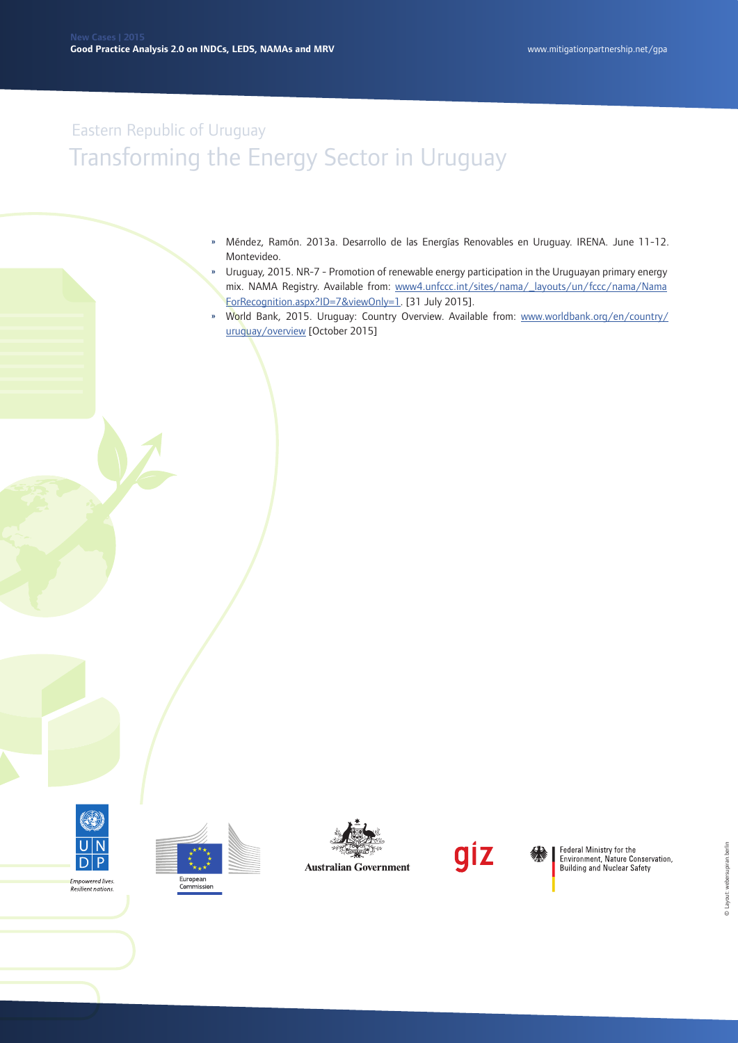- Méndez, Ramón. 2013a. Desarrollo de las Energías Renovables en Uruguay. IRENA. June 11-12. Montevideo.
- Uruguay, 2015. NR-7 - Promotion of renewable energy participation in the Uruguayan primary energy mix. NAMA Registry. Available from: www4.unfccc.int/sites/nama/_layouts/un/fccc/nama/NamaForRecognition.aspx?ID=7&viewOnly=1. [31 July 2015].
- World Bank, 2015. Uruguay: Country Overview. Available from: www.worldbank.org/en/country/uruguay/overview [October 2015]